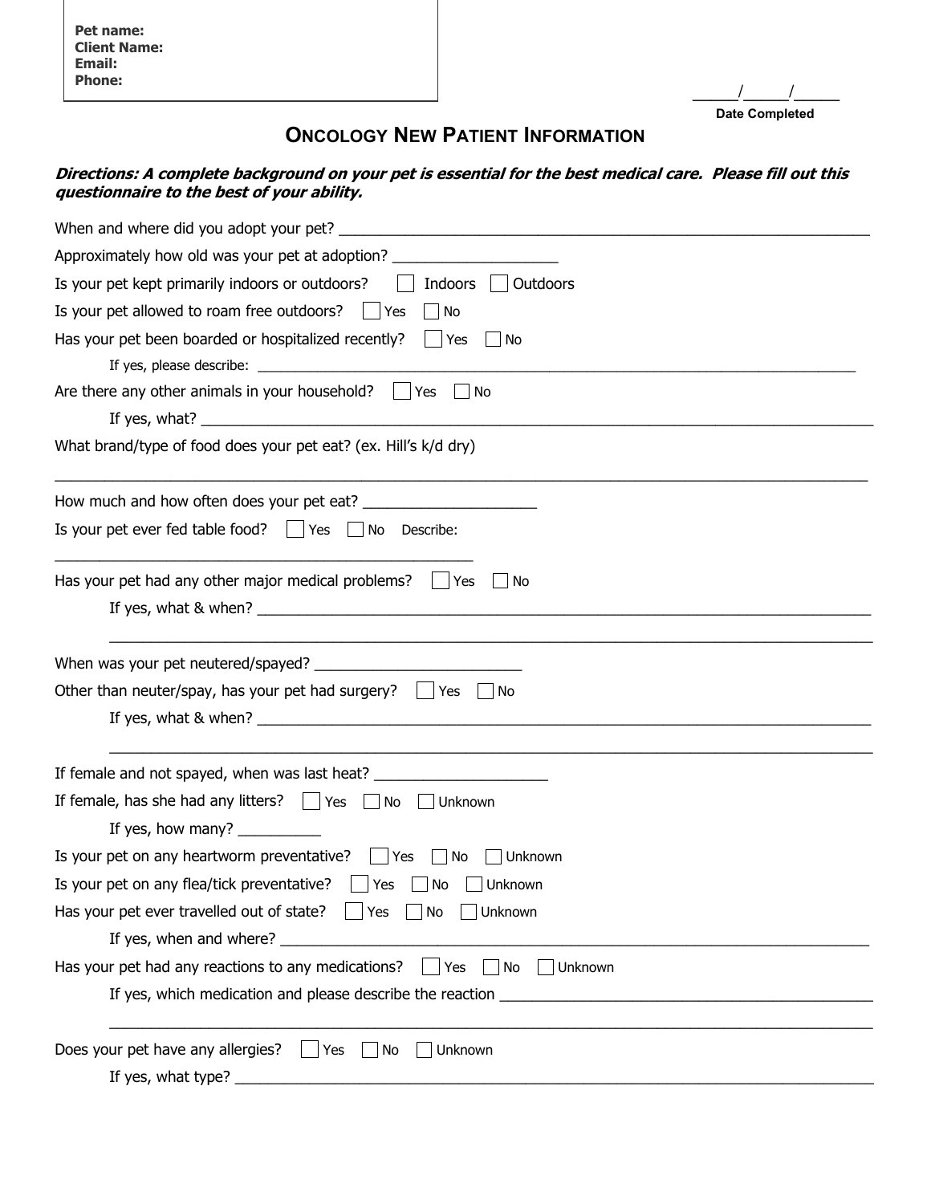**Pet name:**
**Client Name:**
**Email:**
**Phone:**

_____/_____/_____
**Date Completed**

# Oncology New Patient Information

***Directions: A complete background on your pet is essential for the best medical care. Please fill out this questionnaire to the best of your ability.***

When and where did you adopt your pet? ____________________________________________

Approximately how old was your pet at adoption? ____________________

Is your pet kept primarily indoors or outdoors? ☐ Indoors ☐ Outdoors

Is your pet allowed to roam free outdoors? ☐ Yes ☐ No

Has your pet been boarded or hospitalized recently? ☐ Yes ☐ No

If yes, please describe: ____________________________________________

Are there any other animals in your household? ☐ Yes ☐ No

If yes, what? ____________________________________________

What brand/type of food does your pet eat? (ex. Hill's k/d dry)

____________________________________________

How much and how often does your pet eat? ____________________

Is your pet ever fed table food? ☐ Yes ☐ No Describe:

____________________________________________

Has your pet had any other major medical problems? ☐ Yes ☐ No

If yes, what & when? ____________________________________________

____________________________________________

When was your pet neutered/spayed? ________________________

Other than neuter/spay, has your pet had surgery? ☐ Yes ☐ No

If yes, what & when? ____________________________________________

____________________________________________

If female and not spayed, when was last heat? ____________________

If female, has she had any litters? ☐ Yes ☐ No ☐ Unknown

If yes, how many? __________

Is your pet on any heartworm preventative? ☐ Yes ☐ No ☐ Unknown

Is your pet on any flea/tick preventative? ☐ Yes ☐ No ☐ Unknown

Has your pet ever travelled out of state? ☐ Yes ☐ No ☐ Unknown

If yes, when and where? ____________________________________________

Has your pet had any reactions to any medications? ☐ Yes ☐ No ☐ Unknown

If yes, which medication and please describe the reaction ____________________________

____________________________________________

Does your pet have any allergies? ☐ Yes ☐ No ☐ Unknown

If yes, what type? ____________________________________________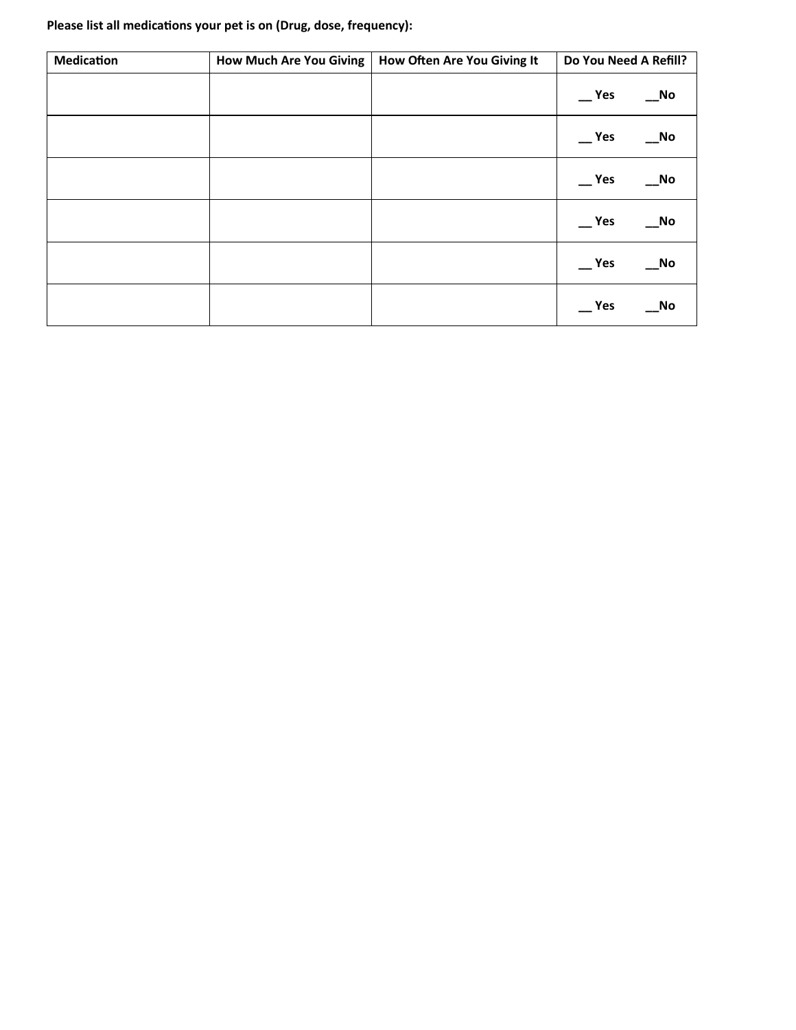**Please list all medications your pet is on (Drug, dose, frequency):**

| Medication | How Much Are You Giving | How Often Are You Giving It | Do You Need A Refill? |
|---|---|---|---|
| | | | __ Yes __No |
| | | | __ Yes __No |
| | | | __ Yes __No |
| | | | __ Yes __No |
| | | | __ Yes __No |
| | | | __ Yes __No |